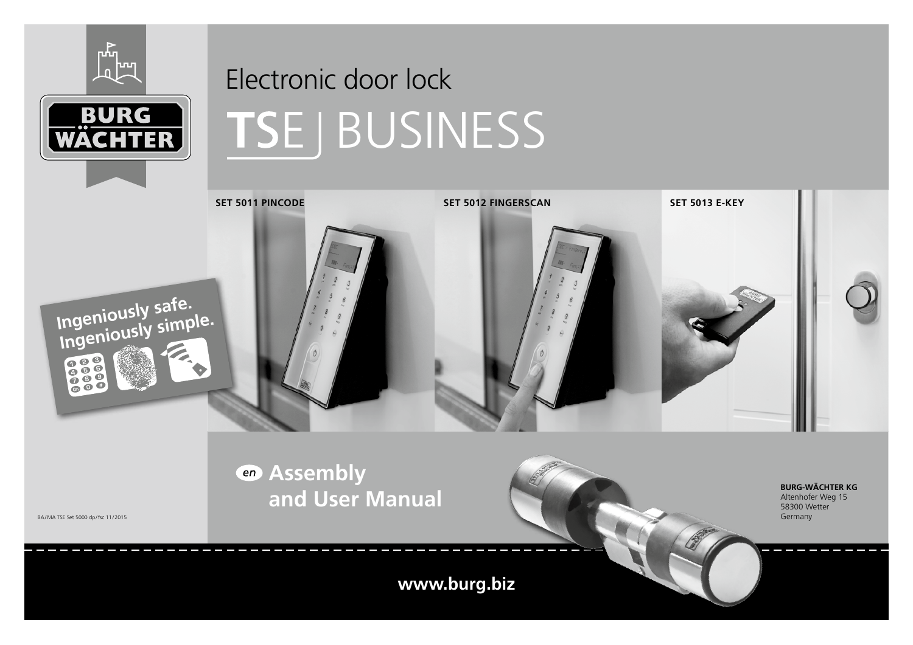BURG WÄCHTER

# Electronic door lock

# TSE BUSINESS

**SET 5011 PINCODE**

**SET 5012 FINGERSCAN**

**SET 5013 E-KEY**

**Ingeniously safe.**
**Ingeniously simple.**

*en* **Assembly and User Manual**

**BURG-WÄCHTER KG**
Altenhofer Weg 15
58300 Wetter
Germany

BA/MA TSE Set 5000 dp/fsc 11/2015

**www.burg.biz**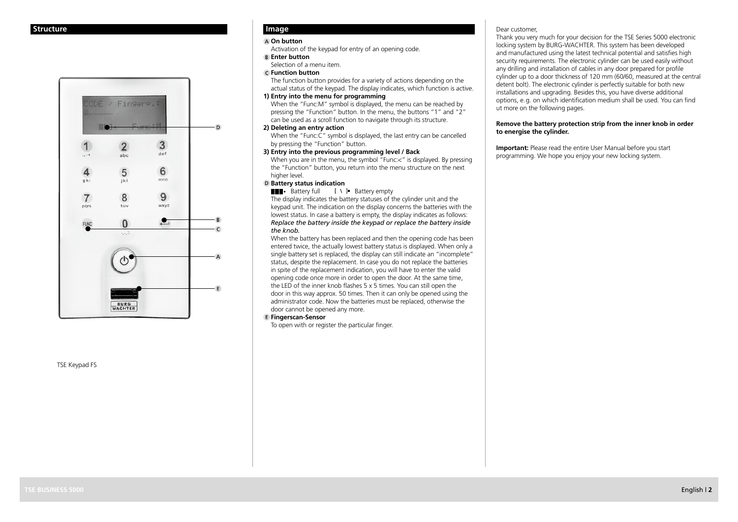## Structure

TSE Keypad FS

## Image

**A On button**

Activation of the keypad for entry of an opening code.

**B Enter button**

Selection of a menu item.

**C Function button**

The function button provides for a variety of actions depending on the actual status of the keypad. The display indicates, which function is active.

**1) Entry into the menu for programming**

When the "Func:M" symbol is displayed, the menu can be reached by pressing the "Function" button. In the menu, the buttons "1" and "2" can be used as a scroll function to navigate through its structure.

**2) Deleting an entry action**

When the "Func:C" symbol is displayed, the last entry can be cancelled by pressing the "Function" button.

**3) Entry into the previous programming level / Back**

When you are in the menu, the symbol "Func:<" is displayed. By pressing the "Function" button, you return into the menu structure on the next higher level.

**D Battery status indication**

███ Battery full [ \ ] Battery empty

The display indicates the battery statuses of the cylinder unit and the keypad unit. The indication on the display concerns the batteries with the lowest status. In case a battery is empty, the display indicates as follows: *Replace the battery inside the keypad or replace the battery inside the knob.*

When the battery has been replaced and then the opening code has been entered twice, the actually lowest battery status is displayed. When only a single battery set is replaced, the display can still indicate an "incomplete" status, despite the replacement. In case you do not replace the batteries in spite of the replacement indication, you will have to enter the valid opening code once more in order to open the door. At the same time, the LED of the inner knob flashes 5 x 5 times. You can still open the door in this way approx. 50 times. Then it can only be opened using the administrator code. Now the batteries must be replaced, otherwise the door cannot be opened any more.

**E Fingerscan-Sensor**

To open with or register the particular finger.

Dear customer,

Thank you very much for your decision for the TSE Series 5000 electronic locking system by BURG-WACHTER. This system has been developed and manufactured using the latest technical potential and satisfies high security requirements. The electronic cylinder can be used easily without any drilling and installation of cables in any door prepared for profile cylinder up to a door thickness of 120 mm (60/60, measured at the central detent bolt). The electronic cylinder is perfectly suitable for both new installations and upgrading. Besides this, you have diverse additional options, e.g. on which identification medium shall be used. You can find ut more on the following pages.

**Remove the battery protection strip from the inner knob in order to energise the cylinder.**

**Important:** Please read the entire User Manual before you start programming. We hope you enjoy your new locking system.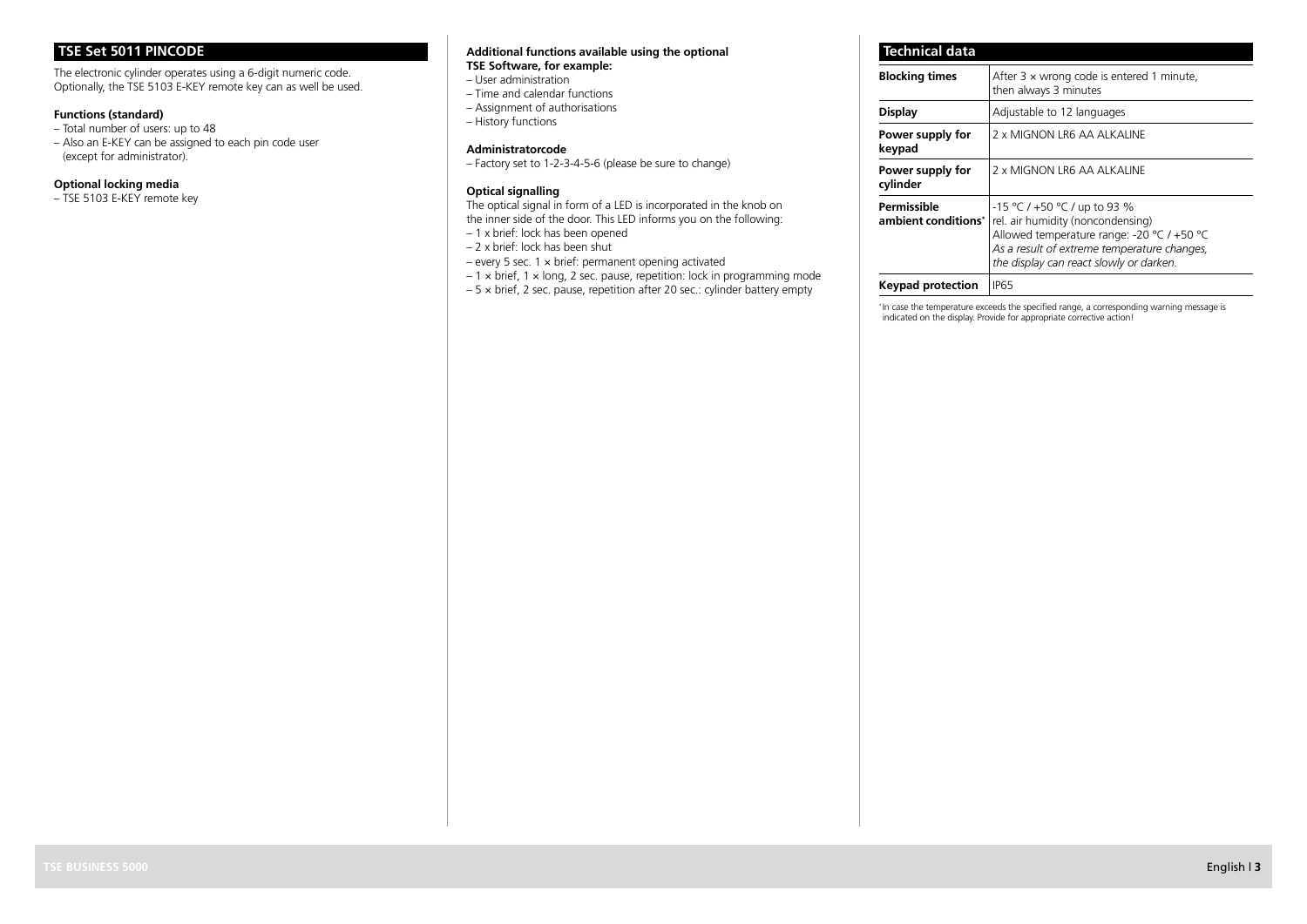## TSE Set 5011 PINCODE

The electronic cylinder operates using a 6-digit numeric code. Optionally, the TSE 5103 E-KEY remote key can as well be used.

**Functions (standard)**

– Total number of users: up to 48
– Also an E-KEY can be assigned to each pin code user (except for administrator).

**Optional locking media**

– TSE 5103 E-KEY remote key

**Additional functions available using the optional TSE Software, for example:**

– User administration
– Time and calendar functions
– Assignment of authorisations
– History functions

**Administratorcode**

– Factory set to 1-2-3-4-5-6 (please be sure to change)

**Optical signalling**

The optical signal in form of a LED is incorporated in the knob on the inner side of the door. This LED informs you on the following:

– 1 x brief: lock has been opened
– 2 x brief: lock has been shut
– every 5 sec. 1 × brief: permanent opening activated
– 1 × brief, 1 × long, 2 sec. pause, repetition: lock in programming mode
– 5 × brief, 2 sec. pause, repetition after 20 sec.: cylinder battery empty

## Technical data

| | |
|---|---|
| **Blocking times** | After 3 × wrong code is entered 1 minute, then always 3 minutes |
| **Display** | Adjustable to 12 languages |
| **Power supply for keypad** | 2 x MIGNON LR6 AA ALKALINE |
| **Power supply for cylinder** | 2 x MIGNON LR6 AA ALKALINE |
| **Permissible ambient conditions*** | -15 °C / +50 °C / up to 93 % rel. air humidity (noncondensing) Allowed temperature range: -20 °C / +50 °C *As a result of extreme temperature changes, the display can react slowly or darken.* |
| **Keypad protection** | IP65 |

*In case the temperature exceeds the specified range, a corresponding warning message is indicated on the display. Provide for appropriate corrective action!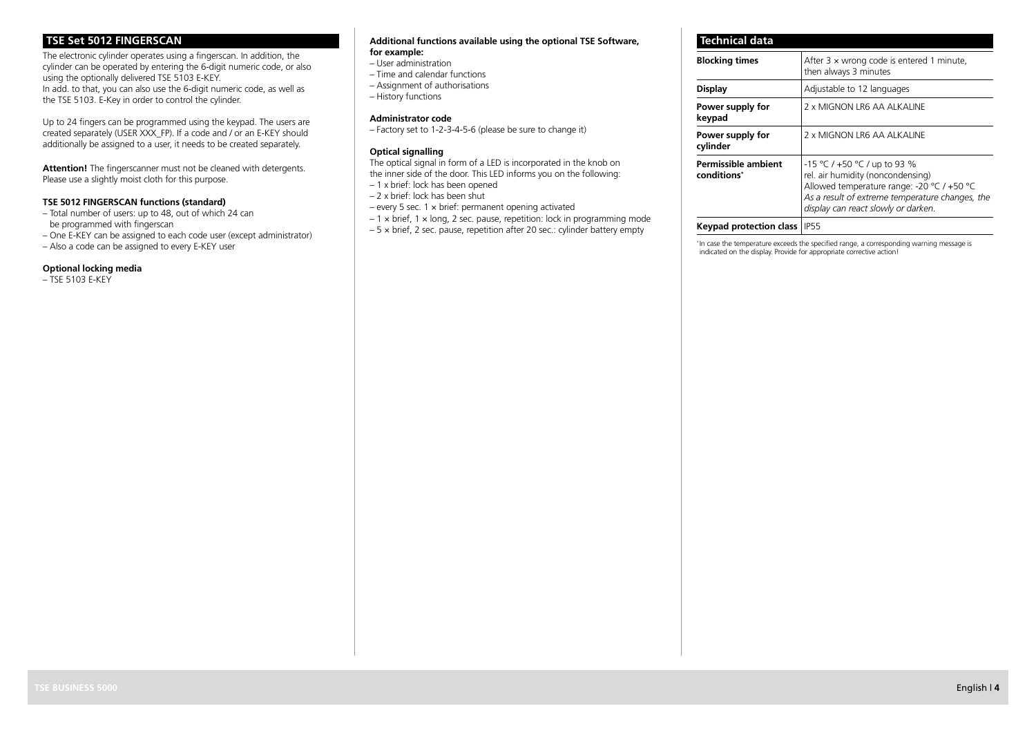## TSE Set 5012 FINGERSCAN

The electronic cylinder operates using a fingerscan. In addition, the cylinder can be operated by entering the 6-digit numeric code, or also using the optionally delivered TSE 5103 E-KEY.
In add. to that, you can also use the 6-digit numeric code, as well as the TSE 5103. E-Key in order to control the cylinder.

Up to 24 fingers can be programmed using the keypad. The users are created separately (USER XXX_FP). If a code and / or an E-KEY should additionally be assigned to a user, it needs to be created separately.

**Attention!** The fingerscanner must not be cleaned with detergents. Please use a slightly moist cloth for this purpose.

### TSE 5012 FINGERSCAN functions (standard)

– Total number of users: up to 48, out of which 24 can be programmed with fingerscan
– One E-KEY can be assigned to each code user (except administrator)
– Also a code can be assigned to every E-KEY user

### Optional locking media

– TSE 5103 E-KEY

### Additional functions available using the optional TSE Software, for example:

– User administration
– Time and calendar functions
– Assignment of authorisations
– History functions

### Administrator code

– Factory set to 1-2-3-4-5-6 (please be sure to change it)

### Optical signalling

The optical signal in form of a LED is incorporated in the knob on the inner side of the door. This LED informs you on the following:
– 1 x brief: lock has been opened
– 2 x brief: lock has been shut
– every 5 sec. 1 × brief: permanent opening activated
– 1 × brief, 1 × long, 2 sec. pause, repetition: lock in programming mode
– 5 × brief, 2 sec. pause, repetition after 20 sec.: cylinder battery empty

## Technical data

| | |
|---|---|
| **Blocking times** | After 3 × wrong code is entered 1 minute, then always 3 minutes |
| **Display** | Adjustable to 12 languages |
| **Power supply for keypad** | 2 x MIGNON LR6 AA ALKALINE |
| **Power supply for cylinder** | 2 x MIGNON LR6 AA ALKALINE |
| **Permissible ambient conditions*** | -15 °C / +50 °C / up to 93 % rel. air humidity (noncondensing) Allowed temperature range: -20 °C / +50 °C *As a result of extreme temperature changes, the display can react slowly or darken.* |
| **Keypad protection class** | IP55 |

*In case the temperature exceeds the specified range, a corresponding warning message is indicated on the display. Provide for appropriate corrective action!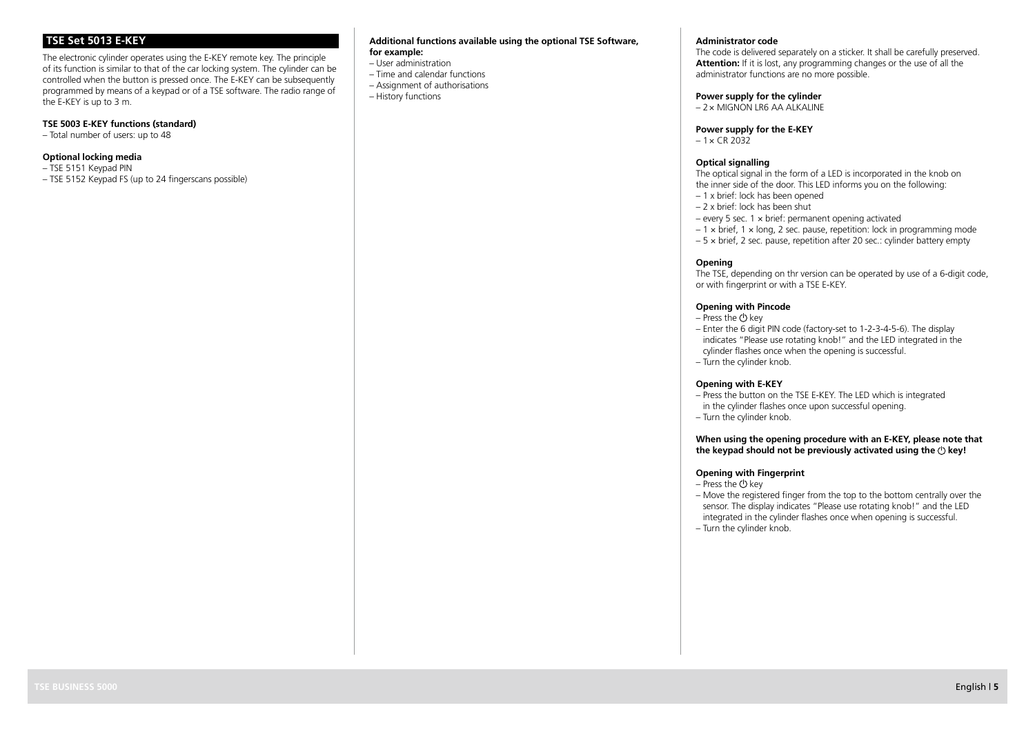## TSE Set 5013 E-KEY

The electronic cylinder operates using the E-KEY remote key. The principle of its function is similar to that of the car locking system. The cylinder can be controlled when the button is pressed once. The E-KEY can be subsequently programmed by means of a keypad or of a TSE software. The radio range of the E-KEY is up to 3 m.

**TSE 5003 E-KEY functions (standard)**

– Total number of users: up to 48

**Optional locking media**

– TSE 5151 Keypad PIN
– TSE 5152 Keypad FS (up to 24 fingerscans possible)

**Additional functions available using the optional TSE Software, for example:**

– User administration
– Time and calendar functions
– Assignment of authorisations
– History functions

**Administrator code**

The code is delivered separately on a sticker. It shall be carefully preserved. **Attention:** If it is lost, any programming changes or the use of all the administrator functions are no more possible.

**Power supply for the cylinder**

– 2× MIGNON LR6 AA ALKALINE

**Power supply for the E-KEY**

– 1× CR 2032

**Optical signalling**

The optical signal in the form of a LED is incorporated in the knob on the inner side of the door. This LED informs you on the following:

– 1 x brief: lock has been opened
– 2 x brief: lock has been shut
– every 5 sec. 1 × brief: permanent opening activated
– 1 × brief, 1 × long, 2 sec. pause, repetition: lock in programming mode
– 5 × brief, 2 sec. pause, repetition after 20 sec.: cylinder battery empty

**Opening**

The TSE, depending on thr version can be operated by use of a 6-digit code, or with fingerprint or with a TSE E-KEY.

**Opening with Pincode**

– Press the ⏻ key
– Enter the 6 digit PIN code (factory-set to 1-2-3-4-5-6). The display indicates "Please use rotating knob!" and the LED integrated in the cylinder flashes once when the opening is successful.
– Turn the cylinder knob.

**Opening with E-KEY**

– Press the button on the TSE E-KEY. The LED which is integrated in the cylinder flashes once upon successful opening.
– Turn the cylinder knob.

**When using the opening procedure with an E-KEY, please note that the keypad should not be previously activated using the ⏻ key!**

**Opening with Fingerprint**

– Press the ⏻ key
– Move the registered finger from the top to the bottom centrally over the sensor. The display indicates "Please use rotating knob!" and the LED integrated in the cylinder flashes once when opening is successful.
– Turn the cylinder knob.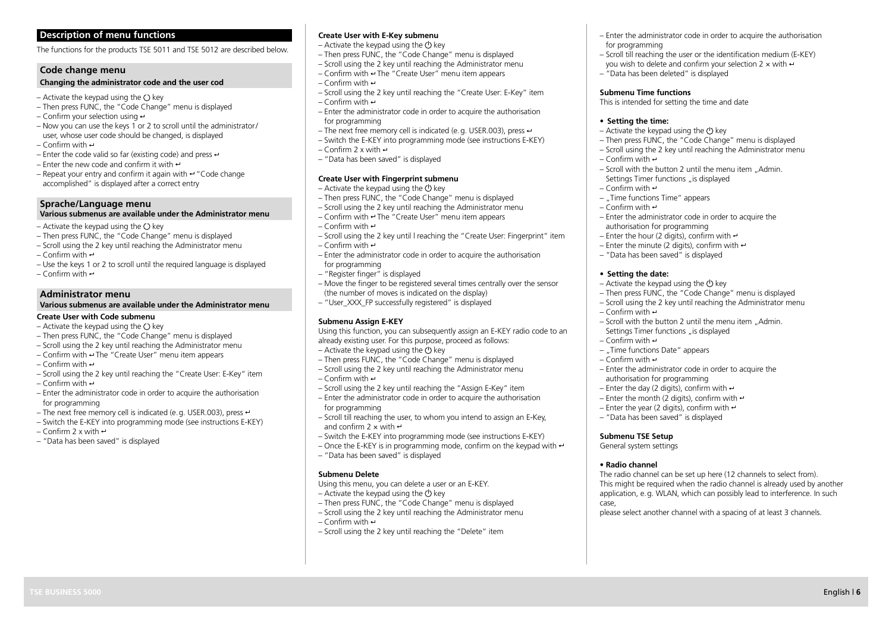## Description of menu functions

The functions for the products TSE 5011 and TSE 5012 are described below.

### Code change menu

**Changing the administrator code and the user cod**

– Activate the keypad using the ◯ key
– Then press FUNC, the "Code Change" menu is displayed
– Confirm your selection using ↵
– Now you can use the keys 1 or 2 to scroll until the administrator/ user, whose user code should be changed, is displayed
– Confirm with ↵
– Enter the code valid so far (existing code) and press ↵
– Enter the new code and confirm it with ↵
– Repeat your entry and confirm it again with ↵ "Code change accomplished" is displayed after a correct entry

### Sprache/Language menu

**Various submenus are available under the Administrator menu**

– Activate the keypad using the ◯ key
– Then press FUNC, the "Code Change" menu is displayed
– Scroll using the 2 key until reaching the Administrator menu
– Confirm with ↵
– Use the keys 1 or 2 to scroll until the required language is displayed
– Confirm with ↵

### Administrator menu

**Various submenus are available under the Administrator menu**

**Create User with Code submenu**

– Activate the keypad using the ◯ key
– Then press FUNC, the "Code Change" menu is displayed
– Scroll using the 2 key until reaching the Administrator menu
– Confirm with ↵ The "Create User" menu item appears
– Confirm with ↵
– Scroll using the 2 key until reaching the "Create User: E-Key" item
– Confirm with ↵
– Enter the administrator code in order to acquire the authorisation for programming
– The next free memory cell is indicated (e. g. USER.003), press ↵
– Switch the E-KEY into programming mode (see instructions E-KEY)
– Confirm 2 x with ↵
– "Data has been saved" is displayed

**Create User with E-Key submenu**

– Activate the keypad using the ⏻ key
– Then press FUNC, the "Code Change" menu is displayed
– Scroll using the 2 key until reaching the Administrator menu
– Confirm with ↵ The "Create User" menu item appears
– Confirm with ↵
– Scroll using the 2 key until reaching the "Create User: E-Key" item
– Confirm with ↵
– Enter the administrator code in order to acquire the authorisation for programming
– The next free memory cell is indicated (e. g. USER.003), press ↵
– Switch the E-KEY into programming mode (see instructions E-KEY)
– Confirm 2 x with ↵
– "Data has been saved" is displayed

**Create User with Fingerprint submenu**

– Activate the keypad using the ⏻ key
– Then press FUNC, the "Code Change" menu is displayed
– Scroll using the 2 key until reaching the Administrator menu
– Confirm with ↵ The "Create User" menu item appears
– Confirm with ↵
– Scroll using the 2 key until l reaching the "Create User: Fingerprint" item
– Confirm with ↵
– Enter the administrator code in order to acquire the authorisation for programming
– "Register finger" is displayed
– Move the finger to be registered several times centrally over the sensor (the number of moves is indicated on the display)
– "User_XXX_FP successfully registered" is displayed

**Submenu Assign E-KEY**

Using this function, you can subsequently assign an E-KEY radio code to an already existing user. For this purpose, proceed as follows:
– Activate the keypad using the ⏻ key
– Then press FUNC, the "Code Change" menu is displayed
– Scroll using the 2 key until reaching the Administrator menu
– Confirm with ↵
– Scroll using the 2 key until reaching the "Assign E-Key" item
– Enter the administrator code in order to acquire the authorisation for programming
– Scroll till reaching the user, to whom you intend to assign an E-Key, and confirm 2 × with ↵
– Switch the E-KEY into programming mode (see instructions E-KEY)
– Once the E-KEY is in programming mode, confirm on the keypad with ↵
– "Data has been saved" is displayed

**Submenu Delete**

Using this menu, you can delete a user or an E-KEY.
– Activate the keypad using the ⏻ key
– Then press FUNC, the "Code Change" menu is displayed
– Scroll using the 2 key until reaching the Administrator menu
– Confirm with ↵
– Scroll using the 2 key until reaching the "Delete" item
– Enter the administrator code in order to acquire the authorisation for programming
– Scroll till reaching the user or the identification medium (E-KEY) you wish to delete and confirm your selection 2 × with ↵
– "Data has been deleted" is displayed

**Submenu Time functions**

This is intended for setting the time and date

- **Setting the time:**

– Activate the keypad using the ⏻ key
– Then press FUNC, the "Code Change" menu is displayed
– Scroll using the 2 key until reaching the Administrator menu
– Confirm with ↵
– Scroll with the button 2 until the menu item „Admin. Settings Timer functions „is displayed
– Confirm with ↵
– „Time functions Time" appears
– Confirm with ↵
– Enter the administrator code in order to acquire the authorisation for programming
– Enter the hour (2 digits), confirm with ↵
– Enter the minute (2 digits), confirm with ↵
– "Data has been saved" is displayed

- **Setting the date:**

– Activate the keypad using the ⏻ key
– Then press FUNC, the "Code Change" menu is displayed
– Scroll using the 2 key until reaching the Administrator menu
– Confirm with ↵
– Scroll with the button 2 until the menu item „Admin. Settings Timer functions „is displayed
– Confirm with ↵
– „Time functions Date" appears
– Confirm with ↵
– Enter the administrator code in order to acquire the authorisation for programming
– Enter the day (2 digits), confirm with ↵
– Enter the month (2 digits), confirm with ↵
– Enter the year (2 digits), confirm with ↵
– "Data has been saved" is displayed

**Submenu TSE Setup**

General system settings

**• Radio channel**

The radio channel can be set up here (12 channels to select from). This might be required when the radio channel is already used by another application, e. g. WLAN, which can possibly lead to interference. In such case,
please select another channel with a spacing of at least 3 channels.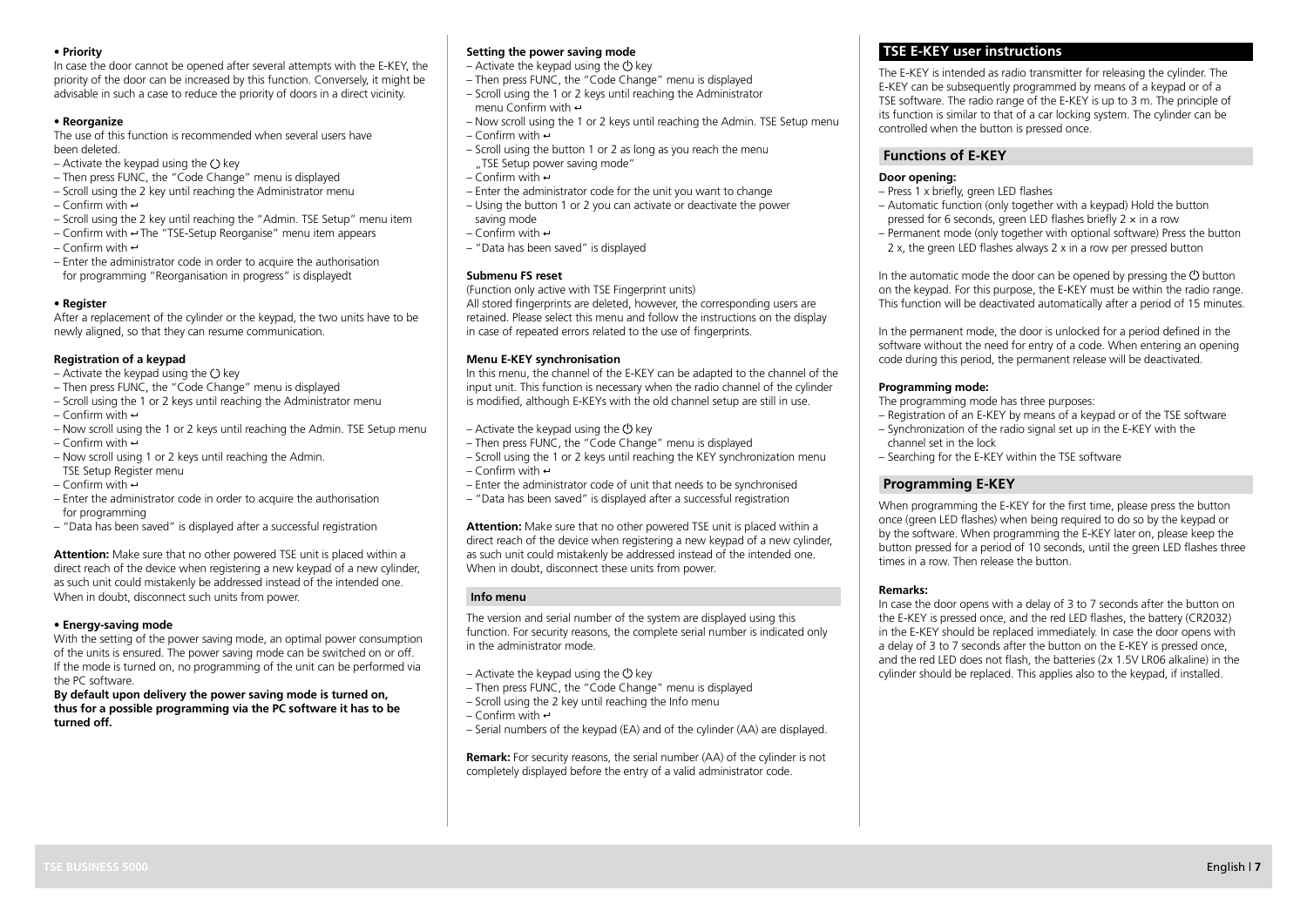**• Priority**

In case the door cannot be opened after several attempts with the E-KEY, the priority of the door can be increased by this function. Conversely, it might be advisable in such a case to reduce the priority of doors in a direct vicinity.

**• Reorganize**

The use of this function is recommended when several users have been deleted.

- Activate the keypad using the ◯ key
- Then press FUNC, the "Code Change" menu is displayed
- Scroll using the 2 key until reaching the Administrator menu
- Confirm with ↵
- Scroll using the 2 key until reaching the "Admin. TSE Setup" menu item
- Confirm with ↵ The "TSE-Setup Reorganise" menu item appears
- Confirm with ↵
- Enter the administrator code in order to acquire the authorisation for programming "Reorganisation in progress" is displayedt

**• Register**

After a replacement of the cylinder or the keypad, the two units have to be newly aligned, so that they can resume communication.

**Registration of a keypad**

- Activate the keypad using the ◯ key
- Then press FUNC, the "Code Change" menu is displayed
- Scroll using the 1 or 2 keys until reaching the Administrator menu
- Confirm with ↵
- Now scroll using the 1 or 2 keys until reaching the Admin. TSE Setup menu
- Confirm with ↵
- Now scroll using 1 or 2 keys until reaching the Admin. TSE Setup Register menu
- Confirm with ↵
- Enter the administrator code in order to acquire the authorisation for programming
- "Data has been saved" is displayed after a successful registration

**Attention:** Make sure that no other powered TSE unit is placed within a direct reach of the device when registering a new keypad of a new cylinder, as such unit could mistakenly be addressed instead of the intended one. When in doubt, disconnect such units from power.

**• Energy-saving mode**

With the setting of the power saving mode, an optimal power consumption of the units is ensured. The power saving mode can be switched on or off. If the mode is turned on, no programming of the unit can be performed via the PC software.

**By default upon delivery the power saving mode is turned on, thus for a possible programming via the PC software it has to be turned off.**

**Setting the power saving mode**

- Activate the keypad using the ⏻ key
- Then press FUNC, the "Code Change" menu is displayed
- Scroll using the 1 or 2 keys until reaching the Administrator menu Confirm with ↵
- Now scroll using the 1 or 2 keys until reaching the Admin. TSE Setup menu
- Confirm with ↵
- Scroll using the button 1 or 2 as long as you reach the menu „TSE Setup power saving mode"
- Confirm with ↵
- Enter the administrator code for the unit you want to change
- Using the button 1 or 2 you can activate or deactivate the power saving mode
- Confirm with ↵
- "Data has been saved" is displayed

**Submenu FS reset**

(Function only active with TSE Fingerprint units)
All stored fingerprints are deleted, however, the corresponding users are retained. Please select this menu and follow the instructions on the display in case of repeated errors related to the use of fingerprints.

**Menu E-KEY synchronisation**

In this menu, the channel of the E-KEY can be adapted to the channel of the input unit. This function is necessary when the radio channel of the cylinder is modified, although E-KEYs with the old channel setup are still in use.

- Activate the keypad using the ⏻ key
- Then press FUNC, the "Code Change" menu is displayed
- Scroll using the 1 or 2 keys until reaching the KEY synchronization menu
- Confirm with ↵
- Enter the administrator code of unit that needs to be synchronised
- "Data has been saved" is displayed after a successful registration

**Attention:** Make sure that no other powered TSE unit is placed within a direct reach of the device when registering a new keypad of a new cylinder, as such unit could mistakenly be addressed instead of the intended one. When in doubt, disconnect these units from power.

## Info menu

The version and serial number of the system are displayed using this function. For security reasons, the complete serial number is indicated only in the administrator mode.

- Activate the keypad using the ⏻ key
- Then press FUNC, the "Code Change" menu is displayed
- Scroll using the 2 key until reaching the Info menu
- Confirm with ↵
- Serial numbers of the keypad (EA) and of the cylinder (AA) are displayed.

**Remark:** For security reasons, the serial number (AA) of the cylinder is not completely displayed before the entry of a valid administrator code.

# TSE E-KEY user instructions

The E-KEY is intended as radio transmitter for releasing the cylinder. The E-KEY can be subsequently programmed by means of a keypad or of a TSE software. The radio range of the E-KEY is up to 3 m. The principle of its function is similar to that of a car locking system. The cylinder can be controlled when the button is pressed once.

## Functions of E-KEY

**Door opening:**

- Press 1 x briefly, green LED flashes
- Automatic function (only together with a keypad) Hold the button pressed for 6 seconds, green LED flashes briefly 2 × in a row
- Permanent mode (only together with optional software) Press the button 2 x, the green LED flashes always 2 x in a row per pressed button

In the automatic mode the door can be opened by pressing the ⏻ button on the keypad. For this purpose, the E-KEY must be within the radio range. This function will be deactivated automatically after a period of 15 minutes.

In the permanent mode, the door is unlocked for a period defined in the software without the need for entry of a code. When entering an opening code during this period, the permanent release will be deactivated.

**Programming mode:**

The programming mode has three purposes:

- Registration of an E-KEY by means of a keypad or of the TSE software
- Synchronization of the radio signal set up in the E-KEY with the channel set in the lock
- Searching for the E-KEY within the TSE software

## Programming E-KEY

When programming the E-KEY for the first time, please press the button once (green LED flashes) when being required to do so by the keypad or by the software. When programming the E-KEY later on, please keep the button pressed for a period of 10 seconds, until the green LED flashes three times in a row. Then release the button.

**Remarks:**

In case the door opens with a delay of 3 to 7 seconds after the button on the E-KEY is pressed once, and the red LED flashes, the battery (CR2032) in the E-KEY should be replaced immediately. In case the door opens with a delay of 3 to 7 seconds after the button on the E-KEY is pressed once, and the red LED does not flash, the batteries (2x 1.5V LR06 alkaline) in the cylinder should be replaced. This applies also to the keypad, if installed.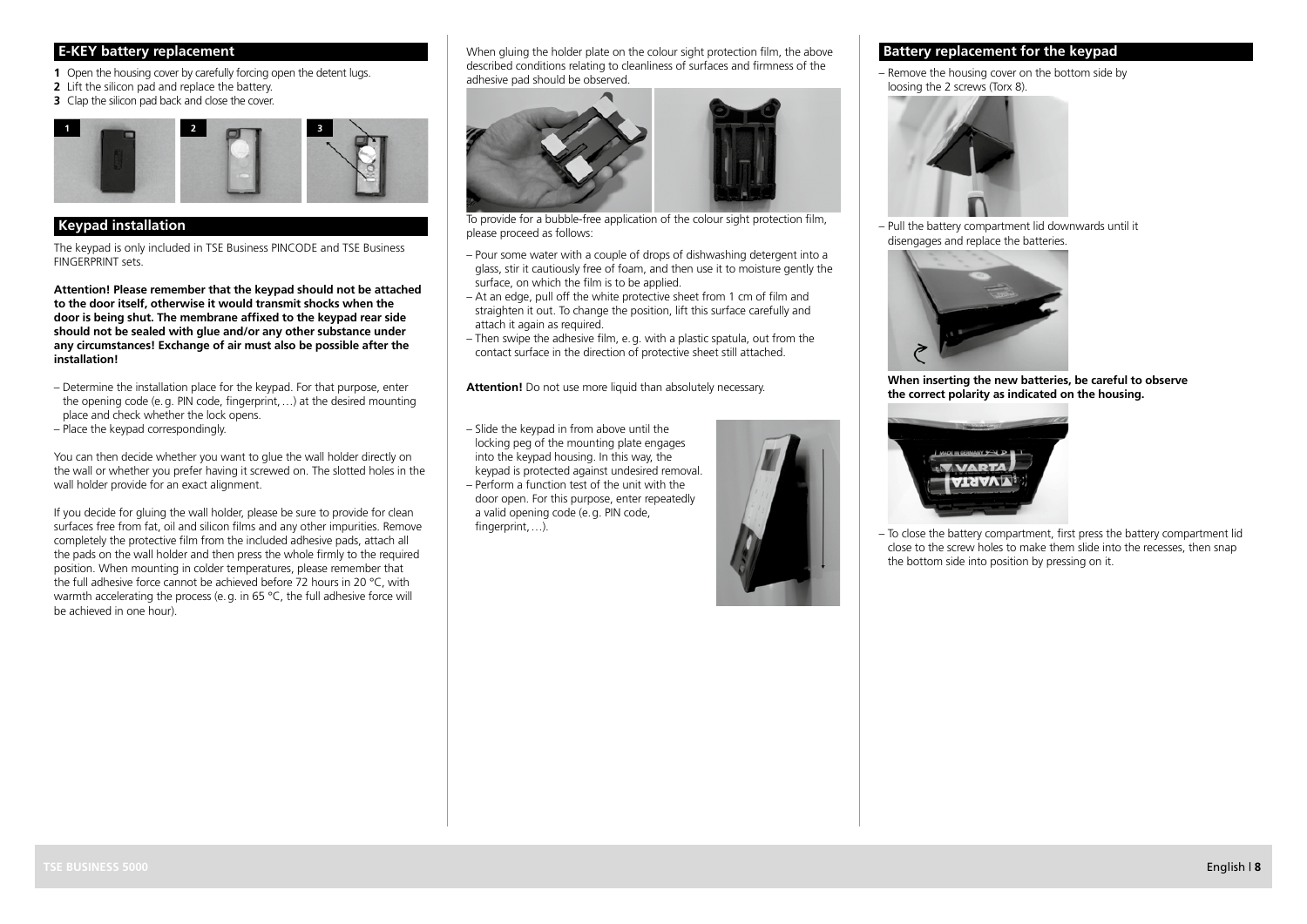## E-KEY battery replacement

**1** Open the housing cover by carefully forcing open the detent lugs.
**2** Lift the silicon pad and replace the battery.
**3** Clap the silicon pad back and close the cover.

## Keypad installation

The keypad is only included in TSE Business PINCODE and TSE Business FINGERPRINT sets.

**Attention! Please remember that the keypad should not be attached to the door itself, otherwise it would transmit shocks when the door is being shut. The membrane affixed to the keypad rear side should not be sealed with glue and/or any other substance under any circumstances! Exchange of air must also be possible after the installation!**

- Determine the installation place for the keypad. For that purpose, enter the opening code (e. g. PIN code, fingerprint, …) at the desired mounting place and check whether the lock opens.
- Place the keypad correspondingly.

You can then decide whether you want to glue the wall holder directly on the wall or whether you prefer having it screwed on. The slotted holes in the wall holder provide for an exact alignment.

If you decide for gluing the wall holder, please be sure to provide for clean surfaces free from fat, oil and silicon films and any other impurities. Remove completely the protective film from the included adhesive pads, attach all the pads on the wall holder and then press the whole firmly to the required position. When mounting in colder temperatures, please remember that the full adhesive force cannot be achieved before 72 hours in 20 °C, with warmth accelerating the process (e. g. in 65 °C, the full adhesive force will be achieved in one hour).

When gluing the holder plate on the colour sight protection film, the above described conditions relating to cleanliness of surfaces and firmness of the adhesive pad should be observed.

To provide for a bubble-free application of the colour sight protection film, please proceed as follows:

- Pour some water with a couple of drops of dishwashing detergent into a glass, stir it cautiously free of foam, and then use it to moisture gently the surface, on which the film is to be applied.
- At an edge, pull off the white protective sheet from 1 cm of film and straighten it out. To change the position, lift this surface carefully and attach it again as required.
- Then swipe the adhesive film, e. g. with a plastic spatula, out from the contact surface in the direction of protective sheet still attached.

**Attention!** Do not use more liquid than absolutely necessary.

- Slide the keypad in from above until the locking peg of the mounting plate engages into the keypad housing. In this way, the keypad is protected against undesired removal.
- Perform a function test of the unit with the door open. For this purpose, enter repeatedly a valid opening code (e. g. PIN code, fingerprint, …).

## Battery replacement for the keypad

- Remove the housing cover on the bottom side by loosing the 2 screws (Torx 8).
- Pull the battery compartment lid downwards until it disengages and replace the batteries.

**When inserting the new batteries, be careful to observe the correct polarity as indicated on the housing.**

- To close the battery compartment, first press the battery compartment lid close to the screw holes to make them slide into the recesses, then snap the bottom side into position by pressing on it.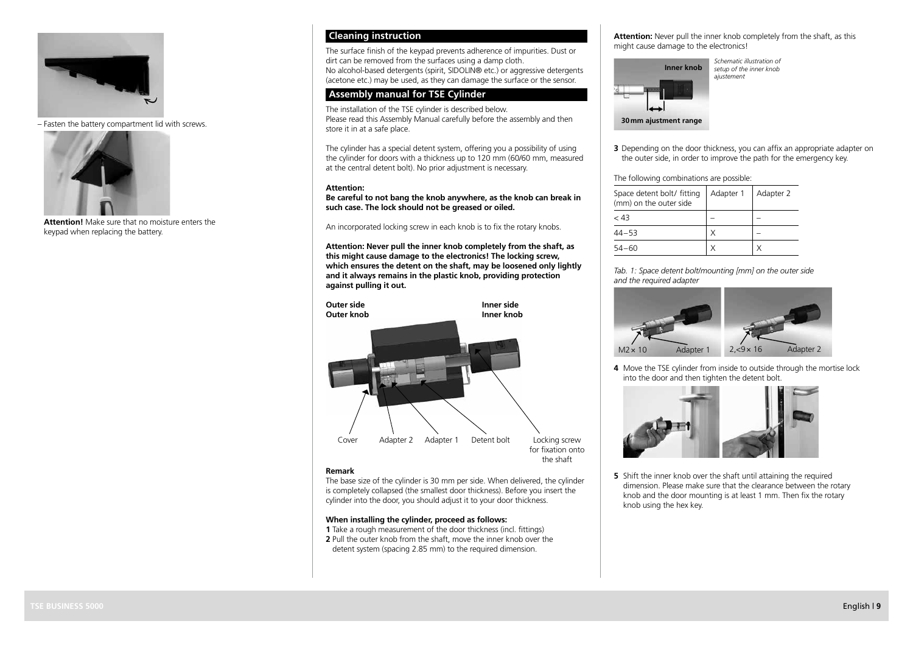– Fasten the battery compartment lid with screws.

**Attention!** Make sure that no moisture enters the keypad when replacing the battery.

## Cleaning instruction

The surface finish of the keypad prevents adherence of impurities. Dust or dirt can be removed from the surfaces using a damp cloth.
No alcohol-based detergents (spirit, SIDOLIN® etc.) or aggressive detergents (acetone etc.) may be used, as they can damage the surface or the sensor.

## Assembly manual for TSE Cylinder

The installation of the TSE cylinder is described below.
Please read this Assembly Manual carefully before the assembly and then store it in at a safe place.

The cylinder has a special detent system, offering you a possibility of using the cylinder for doors with a thickness up to 120 mm (60/60 mm, measured at the central detent bolt). No prior adjustment is necessary.

**Attention:**
**Be careful to not bang the knob anywhere, as the knob can break in such case. The lock should not be greased or oiled.**

An incorporated locking screw in each knob is to fix the rotary knobs.

**Attention: Never pull the inner knob completely from the shaft, as this might cause damage to the electronics! The locking screw, which ensures the detent on the shaft, may be loosened only lightly and it always remains in the plastic knob, providing protection against pulling it out.**

**Outer side**
**Outer knob**
**Inner side**
**Inner knob**

Cover | Adapter 2 | Adapter 1 | Detent bolt | Locking screw for fixation onto the shaft

**Remark**
The base size of the cylinder is 30 mm per side. When delivered, the cylinder is completely collapsed (the smallest door thickness). Before you insert the cylinder into the door, you should adjust it to your door thickness.

**When installing the cylinder, proceed as follows:**

**1** Take a rough measurement of the door thickness (incl. fittings)
**2** Pull the outer knob from the shaft, move the inner knob over the detent system (spacing 2.85 mm) to the required dimension.

**Attention:** Never pull the inner knob completely from the shaft, as this might cause damage to the electronics!

**Inner knob**
**30 mm ajustment range**

*Schematic illustration of setup of the inner knob ajustement*

**3** Depending on the door thickness, you can affix an appropriate adapter on the outer side, in order to improve the path for the emergency key.

The following combinations are possible:

| Space detent bolt/ fitting (mm) on the outer side | Adapter 1 | Adapter 2 |
|---|---|---|
| < 43 | – | – |
| 44 – 53 | X | – |
| 54 – 60 | X | X |

*Tab. 1: Space detent bolt/mounting [mm] on the outer side and the required adapter*

M2 × 10 | Adapter 1 | 2,<9 × 16 | Adapter 2

**4** Move the TSE cylinder from inside to outside through the mortise lock into the door and then tighten the detent bolt.

**5** Shift the inner knob over the shaft until attaining the required dimension. Please make sure that the clearance between the rotary knob and the door mounting is at least 1 mm. Then fix the rotary knob using the hex key.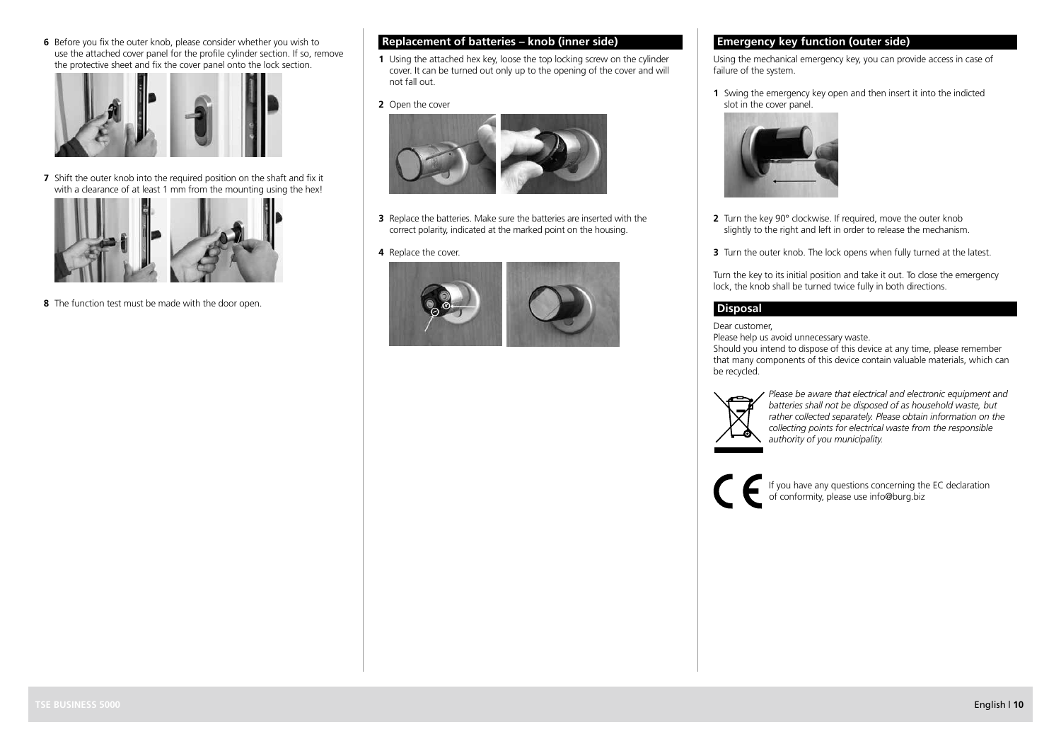**6** Before you fix the outer knob, please consider whether you wish to use the attached cover panel for the profile cylinder section. If so, remove the protective sheet and fix the cover panel onto the lock section.

**7** Shift the outer knob into the required position on the shaft and fix it with a clearance of at least 1 mm from the mounting using the hex!

**8** The function test must be made with the door open.

## Replacement of batteries – knob (inner side)

**1** Using the attached hex key, loose the top locking screw on the cylinder cover. It can be turned out only up to the opening of the cover and will not fall out.

**2** Open the cover

**3** Replace the batteries. Make sure the batteries are inserted with the correct polarity, indicated at the marked point on the housing.

**4** Replace the cover.

## Emergency key function (outer side)

Using the mechanical emergency key, you can provide access in case of failure of the system.

**1** Swing the emergency key open and then insert it into the indicted slot in the cover panel.

**2** Turn the key 90° clockwise. If required, move the outer knob slightly to the right and left in order to release the mechanism.

**3** Turn the outer knob. The lock opens when fully turned at the latest.

Turn the key to its initial position and take it out. To close the emergency lock, the knob shall be turned twice fully in both directions.

## Disposal

Dear customer,
Please help us avoid unnecessary waste.
Should you intend to dispose of this device at any time, please remember that many components of this device contain valuable materials, which can be recycled.

*Please be aware that electrical and electronic equipment and batteries shall not be disposed of as household waste, but rather collected separately. Please obtain information on the collecting points for electrical waste from the responsible authority of you municipality.*

If you have any questions concerning the EC declaration of conformity, please use info@burg.biz